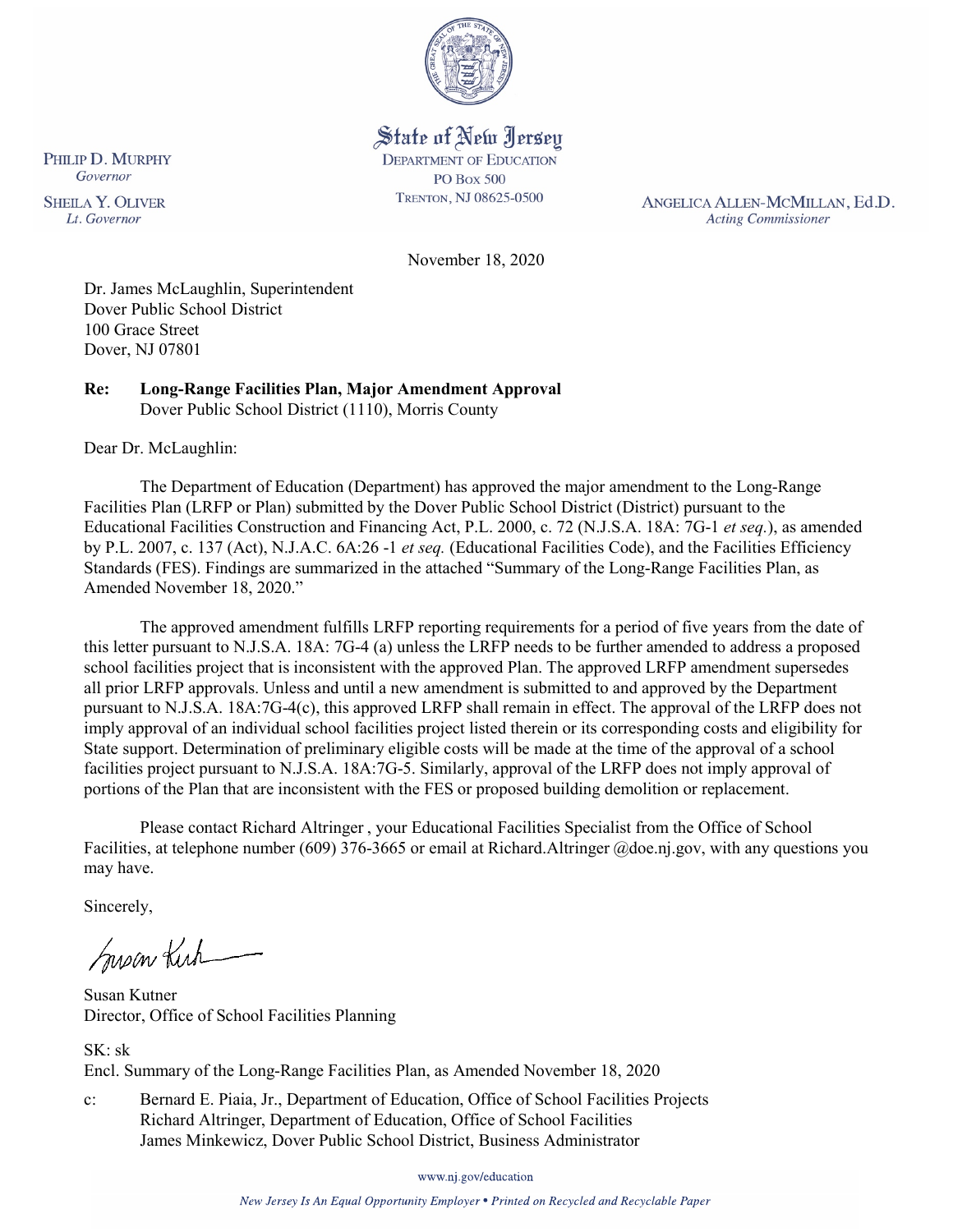State of New Jersey
DEPARTMENT OF EDUCATION
PO Box 500
TRENTON, NJ 08625-0500

PHILIP D. MURPHY
*Governor*

SHEILA Y. OLIVER
*Lt. Governor*

ANGELICA ALLEN-MCMILLAN, Ed.D.
*Acting Commissioner*

November 18, 2020

Dr. James McLaughlin, Superintendent
Dover Public School District
100 Grace Street
Dover, NJ 07801

**Re: Long-Range Facilities Plan, Major Amendment Approval**
Dover Public School District (1110), Morris County

Dear Dr. McLaughlin:

The Department of Education (Department) has approved the major amendment to the Long-Range Facilities Plan (LRFP or Plan) submitted by the Dover Public School District (District) pursuant to the Educational Facilities Construction and Financing Act, P.L. 2000, c. 72 (N.J.S.A. 18A: 7G-1 *et seq.*), as amended by P.L. 2007, c. 137 (Act), N.J.A.C. 6A:26 -1 *et seq.* (Educational Facilities Code), and the Facilities Efficiency Standards (FES). Findings are summarized in the attached "Summary of the Long-Range Facilities Plan, as Amended November 18, 2020."

The approved amendment fulfills LRFP reporting requirements for a period of five years from the date of this letter pursuant to N.J.S.A. 18A: 7G-4 (a) unless the LRFP needs to be further amended to address a proposed school facilities project that is inconsistent with the approved Plan. The approved LRFP amendment supersedes all prior LRFP approvals. Unless and until a new amendment is submitted to and approved by the Department pursuant to N.J.S.A. 18A:7G-4(c), this approved LRFP shall remain in effect. The approval of the LRFP does not imply approval of an individual school facilities project listed therein or its corresponding costs and eligibility for State support. Determination of preliminary eligible costs will be made at the time of the approval of a school facilities project pursuant to N.J.S.A. 18A:7G-5. Similarly, approval of the LRFP does not imply approval of portions of the Plan that are inconsistent with the FES or proposed building demolition or replacement.

Please contact Richard Altringer , your Educational Facilities Specialist from the Office of School Facilities, at telephone number (609) 376-3665 or email at Richard.Altringer @doe.nj.gov, with any questions you may have.

Sincerely,

Susan Kutner
Director, Office of School Facilities Planning

SK: sk
Encl. Summary of the Long-Range Facilities Plan, as Amended November 18, 2020

c: Bernard E. Piaia, Jr., Department of Education, Office of School Facilities Projects
Richard Altringer, Department of Education, Office of School Facilities
James Minkewicz, Dover Public School District, Business Administrator

www.nj.gov/education

*New Jersey Is An Equal Opportunity Employer • Printed on Recycled and Recyclable Paper*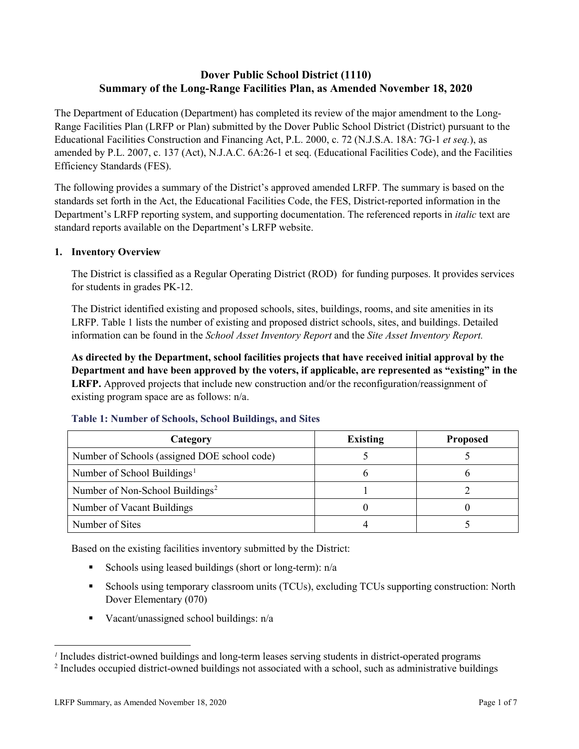# Dover Public School District (1110)
# Summary of the Long-Range Facilities Plan, as Amended November 18, 2020

The Department of Education (Department) has completed its review of the major amendment to the Long-Range Facilities Plan (LRFP or Plan) submitted by the Dover Public School District (District) pursuant to the Educational Facilities Construction and Financing Act, P.L. 2000, c. 72 (N.J.S.A. 18A: 7G-1 *et seq.*), as amended by P.L. 2007, c. 137 (Act), N.J.A.C. 6A:26-1 et seq. (Educational Facilities Code), and the Facilities Efficiency Standards (FES).

The following provides a summary of the District's approved amended LRFP. The summary is based on the standards set forth in the Act, the Educational Facilities Code, the FES, District-reported information in the Department's LRFP reporting system, and supporting documentation. The referenced reports in *italic* text are standard reports available on the Department's LRFP website.

## 1. Inventory Overview

The District is classified as a Regular Operating District (ROD) for funding purposes. It provides services for students in grades PK-12.

The District identified existing and proposed schools, sites, buildings, rooms, and site amenities in its LRFP. Table 1 lists the number of existing and proposed district schools, sites, and buildings. Detailed information can be found in the *School Asset Inventory Report* and the *Site Asset Inventory Report.*

**As directed by the Department, school facilities projects that have received initial approval by the Department and have been approved by the voters, if applicable, are represented as "existing" in the LRFP.** Approved projects that include new construction and/or the reconfiguration/reassignment of existing program space are as follows: n/a.

### Table 1: Number of Schools, School Buildings, and Sites

| Category | Existing | Proposed |
|---|---|---|
| Number of Schools (assigned DOE school code) | 5 | 5 |
| Number of School Buildings[1] | 6 | 6 |
| Number of Non-School Buildings[2] | 1 | 2 |
| Number of Vacant Buildings | 0 | 0 |
| Number of Sites | 4 | 5 |

Based on the existing facilities inventory submitted by the District:

- Schools using leased buildings (short or long-term): n/a
- Schools using temporary classroom units (TCUs), excluding TCUs supporting construction: North Dover Elementary (070)
- Vacant/unassigned school buildings: n/a

[1] Includes district-owned buildings and long-term leases serving students in district-operated programs

[2] Includes occupied district-owned buildings not associated with a school, such as administrative buildings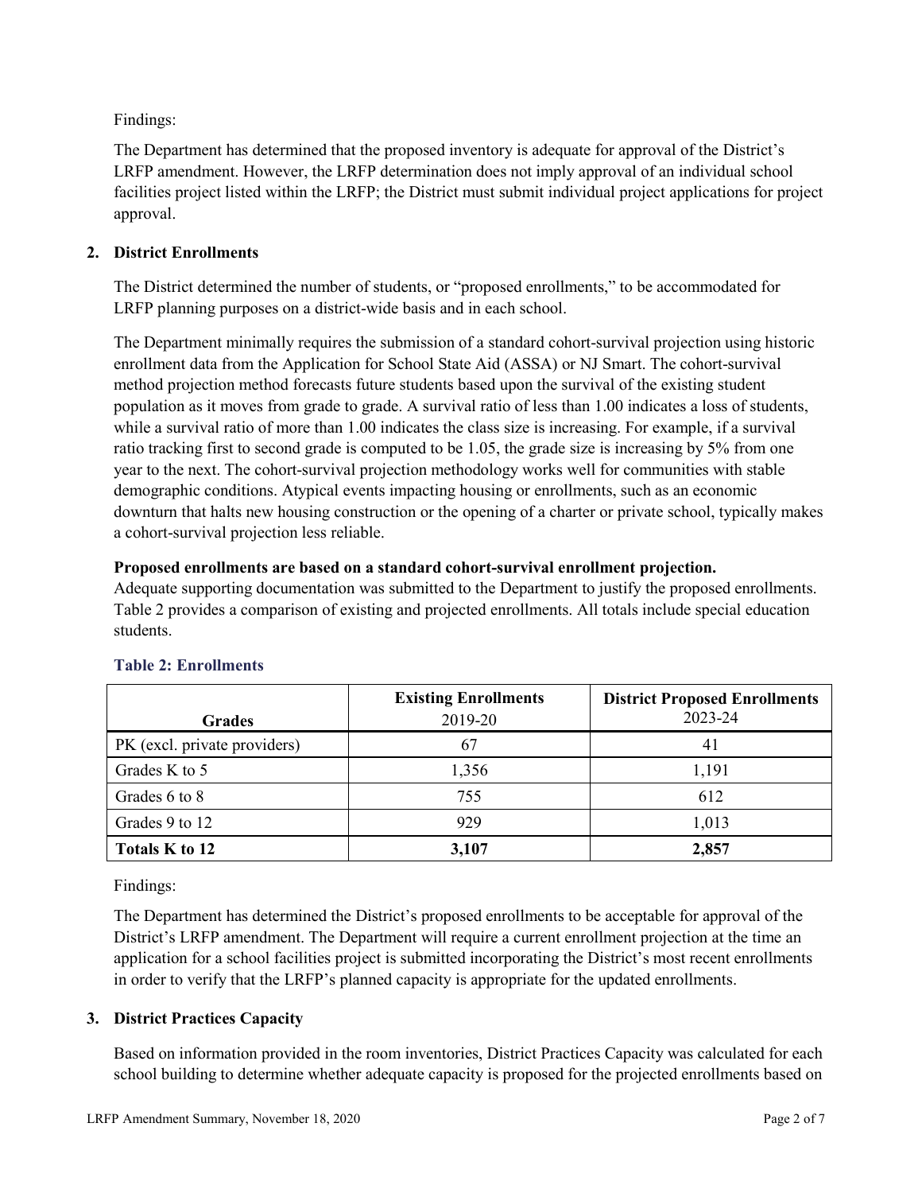Findings:

The Department has determined that the proposed inventory is adequate for approval of the District's LRFP amendment. However, the LRFP determination does not imply approval of an individual school facilities project listed within the LRFP; the District must submit individual project applications for project approval.

## 2. District Enrollments

The District determined the number of students, or "proposed enrollments," to be accommodated for LRFP planning purposes on a district-wide basis and in each school.

The Department minimally requires the submission of a standard cohort-survival projection using historic enrollment data from the Application for School State Aid (ASSA) or NJ Smart. The cohort-survival method projection method forecasts future students based upon the survival of the existing student population as it moves from grade to grade. A survival ratio of less than 1.00 indicates a loss of students, while a survival ratio of more than 1.00 indicates the class size is increasing. For example, if a survival ratio tracking first to second grade is computed to be 1.05, the grade size is increasing by 5% from one year to the next. The cohort-survival projection methodology works well for communities with stable demographic conditions. Atypical events impacting housing or enrollments, such as an economic downturn that halts new housing construction or the opening of a charter or private school, typically makes a cohort-survival projection less reliable.

**Proposed enrollments are based on a standard cohort-survival enrollment projection.**
Adequate supporting documentation was submitted to the Department to justify the proposed enrollments. Table 2 provides a comparison of existing and projected enrollments. All totals include special education students.

### Table 2: Enrollments

| Grades | **Existing Enrollments** 2019-20 | **District Proposed Enrollments** 2023-24 |
|---|---|---|
| PK (excl. private providers) | 67 | 41 |
| Grades K to 5 | 1,356 | 1,191 |
| Grades 6 to 8 | 755 | 612 |
| Grades 9 to 12 | 929 | 1,013 |
| **Totals K to 12** | **3,107** | **2,857** |

Findings:

The Department has determined the District's proposed enrollments to be acceptable for approval of the District's LRFP amendment. The Department will require a current enrollment projection at the time an application for a school facilities project is submitted incorporating the District's most recent enrollments in order to verify that the LRFP's planned capacity is appropriate for the updated enrollments.

## 3. District Practices Capacity

Based on information provided in the room inventories, District Practices Capacity was calculated for each school building to determine whether adequate capacity is proposed for the projected enrollments based on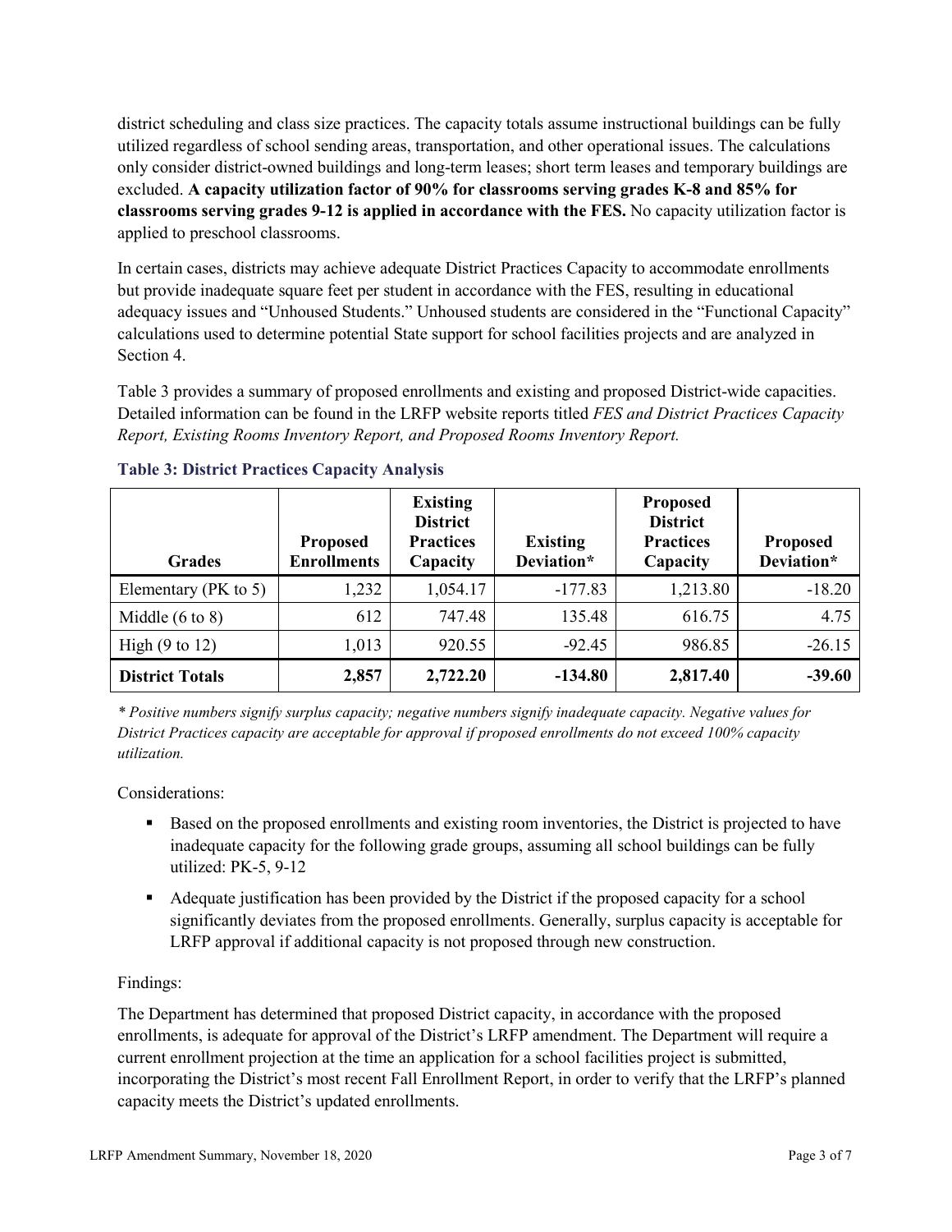district scheduling and class size practices. The capacity totals assume instructional buildings can be fully utilized regardless of school sending areas, transportation, and other operational issues. The calculations only consider district-owned buildings and long-term leases; short term leases and temporary buildings are excluded. **A capacity utilization factor of 90% for classrooms serving grades K-8 and 85% for classrooms serving grades 9-12 is applied in accordance with the FES.** No capacity utilization factor is applied to preschool classrooms.

In certain cases, districts may achieve adequate District Practices Capacity to accommodate enrollments but provide inadequate square feet per student in accordance with the FES, resulting in educational adequacy issues and "Unhoused Students." Unhoused students are considered in the "Functional Capacity" calculations used to determine potential State support for school facilities projects and are analyzed in Section 4.

Table 3 provides a summary of proposed enrollments and existing and proposed District-wide capacities. Detailed information can be found in the LRFP website reports titled *FES and District Practices Capacity Report, Existing Rooms Inventory Report, and Proposed Rooms Inventory Report.*

### Table 3: District Practices Capacity Analysis

| Grades | Proposed Enrollments | Existing District Practices Capacity | Existing Deviation* | Proposed District Practices Capacity | Proposed Deviation* |
|---|---|---|---|---|---|
| Elementary (PK to 5) | 1,232 | 1,054.17 | -177.83 | 1,213.80 | -18.20 |
| Middle (6 to 8) | 612 | 747.48 | 135.48 | 616.75 | 4.75 |
| High (9 to 12) | 1,013 | 920.55 | -92.45 | 986.85 | -26.15 |
| **District Totals** | **2,857** | **2,722.20** | **-134.80** | **2,817.40** | **-39.60** |

*\* Positive numbers signify surplus capacity; negative numbers signify inadequate capacity. Negative values for District Practices capacity are acceptable for approval if proposed enrollments do not exceed 100% capacity utilization.*

Considerations:

- Based on the proposed enrollments and existing room inventories, the District is projected to have inadequate capacity for the following grade groups, assuming all school buildings can be fully utilized: PK-5, 9-12
- Adequate justification has been provided by the District if the proposed capacity for a school significantly deviates from the proposed enrollments. Generally, surplus capacity is acceptable for LRFP approval if additional capacity is not proposed through new construction.

Findings:

The Department has determined that proposed District capacity, in accordance with the proposed enrollments, is adequate for approval of the District's LRFP amendment. The Department will require a current enrollment projection at the time an application for a school facilities project is submitted, incorporating the District's most recent Fall Enrollment Report, in order to verify that the LRFP's planned capacity meets the District's updated enrollments.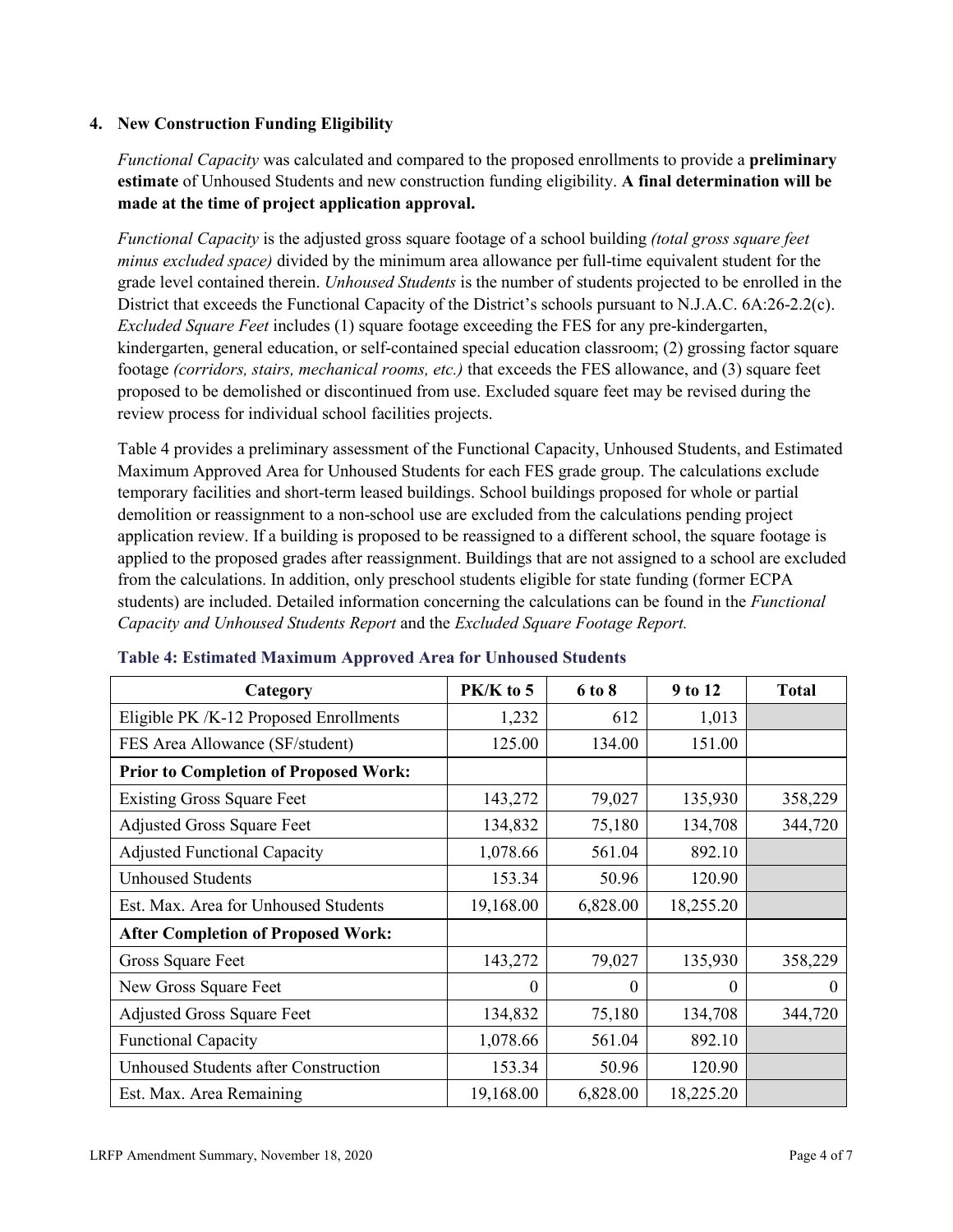### 4. New Construction Funding Eligibility

*Functional Capacity* was calculated and compared to the proposed enrollments to provide a **preliminary estimate** of Unhoused Students and new construction funding eligibility. **A final determination will be made at the time of project application approval.**

*Functional Capacity* is the adjusted gross square footage of a school building *(total gross square feet minus excluded space)* divided by the minimum area allowance per full-time equivalent student for the grade level contained therein. *Unhoused Students* is the number of students projected to be enrolled in the District that exceeds the Functional Capacity of the District's schools pursuant to N.J.A.C. 6A:26-2.2(c). *Excluded Square Feet* includes (1) square footage exceeding the FES for any pre-kindergarten, kindergarten, general education, or self-contained special education classroom; (2) grossing factor square footage *(corridors, stairs, mechanical rooms, etc.)* that exceeds the FES allowance, and (3) square feet proposed to be demolished or discontinued from use. Excluded square feet may be revised during the review process for individual school facilities projects.

Table 4 provides a preliminary assessment of the Functional Capacity, Unhoused Students, and Estimated Maximum Approved Area for Unhoused Students for each FES grade group. The calculations exclude temporary facilities and short-term leased buildings. School buildings proposed for whole or partial demolition or reassignment to a non-school use are excluded from the calculations pending project application review. If a building is proposed to be reassigned to a different school, the square footage is applied to the proposed grades after reassignment. Buildings that are not assigned to a school are excluded from the calculations. In addition, only preschool students eligible for state funding (former ECPA students) are included. Detailed information concerning the calculations can be found in the *Functional Capacity and Unhoused Students Report* and the *Excluded Square Footage Report.*

**Table 4: Estimated Maximum Approved Area for Unhoused Students**

| Category | PK/K to 5 | 6 to 8 | 9 to 12 | Total |
|---|---|---|---|---|
| Eligible PK /K-12 Proposed Enrollments | 1,232 | 612 | 1,013 | |
| FES Area Allowance (SF/student) | 125.00 | 134.00 | 151.00 | |
| **Prior to Completion of Proposed Work:** | | | | |
| Existing Gross Square Feet | 143,272 | 79,027 | 135,930 | 358,229 |
| Adjusted Gross Square Feet | 134,832 | 75,180 | 134,708 | 344,720 |
| Adjusted Functional Capacity | 1,078.66 | 561.04 | 892.10 | |
| Unhoused Students | 153.34 | 50.96 | 120.90 | |
| Est. Max. Area for Unhoused Students | 19,168.00 | 6,828.00 | 18,255.20 | |
| **After Completion of Proposed Work:** | | | | |
| Gross Square Feet | 143,272 | 79,027 | 135,930 | 358,229 |
| New Gross Square Feet | 0 | 0 | 0 | 0 |
| Adjusted Gross Square Feet | 134,832 | 75,180 | 134,708 | 344,720 |
| Functional Capacity | 1,078.66 | 561.04 | 892.10 | |
| Unhoused Students after Construction | 153.34 | 50.96 | 120.90 | |
| Est. Max. Area Remaining | 19,168.00 | 6,828.00 | 18,225.20 | |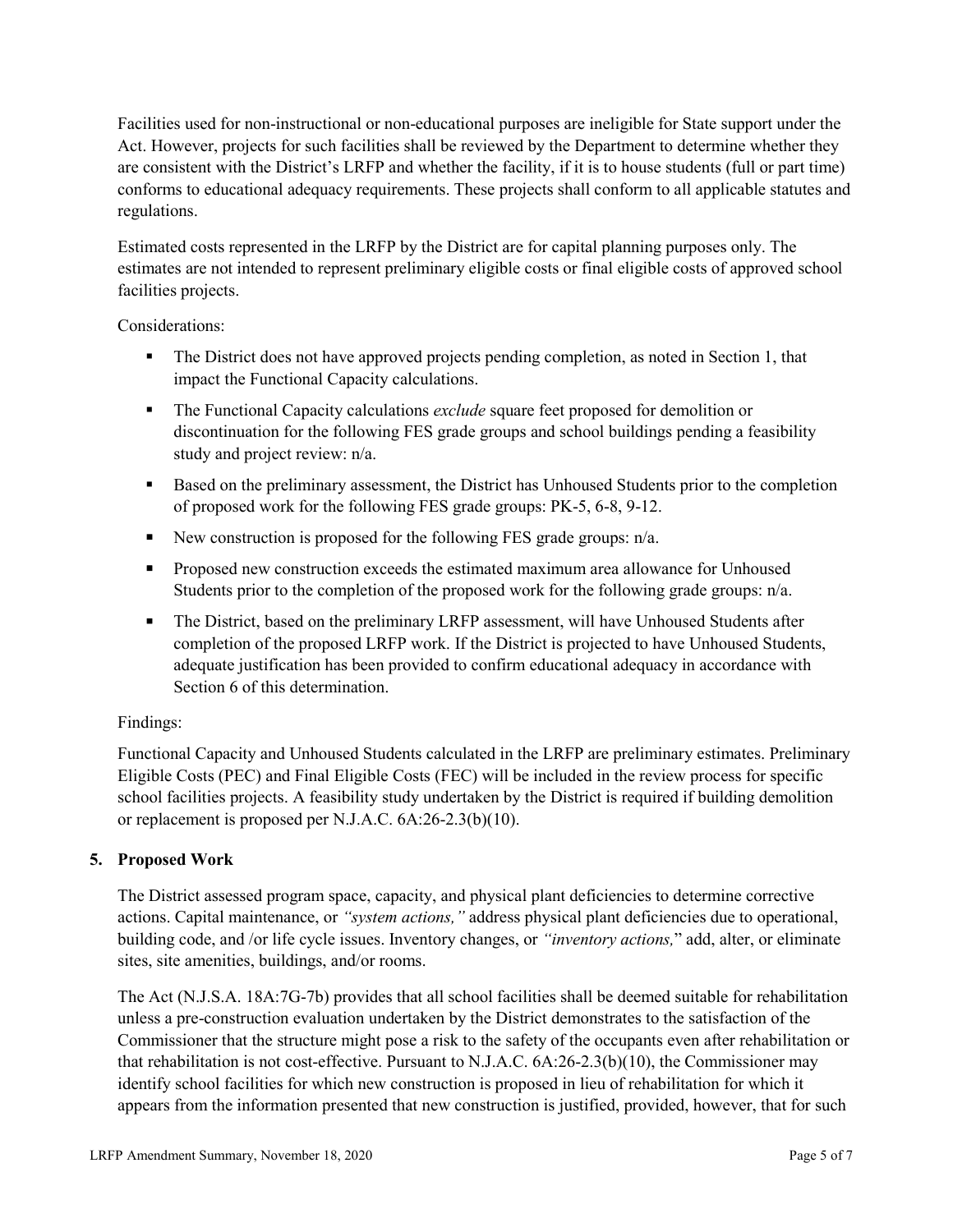Facilities used for non-instructional or non-educational purposes are ineligible for State support under the Act. However, projects for such facilities shall be reviewed by the Department to determine whether they are consistent with the District's LRFP and whether the facility, if it is to house students (full or part time) conforms to educational adequacy requirements. These projects shall conform to all applicable statutes and regulations.

Estimated costs represented in the LRFP by the District are for capital planning purposes only. The estimates are not intended to represent preliminary eligible costs or final eligible costs of approved school facilities projects.

Considerations:

- The District does not have approved projects pending completion, as noted in Section 1, that impact the Functional Capacity calculations.
- The Functional Capacity calculations *exclude* square feet proposed for demolition or discontinuation for the following FES grade groups and school buildings pending a feasibility study and project review: n/a.
- Based on the preliminary assessment, the District has Unhoused Students prior to the completion of proposed work for the following FES grade groups: PK-5, 6-8, 9-12.
- New construction is proposed for the following FES grade groups: n/a.
- Proposed new construction exceeds the estimated maximum area allowance for Unhoused Students prior to the completion of the proposed work for the following grade groups: n/a.
- The District, based on the preliminary LRFP assessment, will have Unhoused Students after completion of the proposed LRFP work. If the District is projected to have Unhoused Students, adequate justification has been provided to confirm educational adequacy in accordance with Section 6 of this determination.

Findings:

Functional Capacity and Unhoused Students calculated in the LRFP are preliminary estimates. Preliminary Eligible Costs (PEC) and Final Eligible Costs (FEC) will be included in the review process for specific school facilities projects. A feasibility study undertaken by the District is required if building demolition or replacement is proposed per N.J.A.C. 6A:26-2.3(b)(10).

## 5. Proposed Work

The District assessed program space, capacity, and physical plant deficiencies to determine corrective actions. Capital maintenance, or *"system actions,"* address physical plant deficiencies due to operational, building code, and /or life cycle issues. Inventory changes, or *"inventory actions,"* add, alter, or eliminate sites, site amenities, buildings, and/or rooms.

The Act (N.J.S.A. 18A:7G-7b) provides that all school facilities shall be deemed suitable for rehabilitation unless a pre-construction evaluation undertaken by the District demonstrates to the satisfaction of the Commissioner that the structure might pose a risk to the safety of the occupants even after rehabilitation or that rehabilitation is not cost-effective. Pursuant to N.J.A.C. 6A:26-2.3(b)(10), the Commissioner may identify school facilities for which new construction is proposed in lieu of rehabilitation for which it appears from the information presented that new construction is justified, provided, however, that for such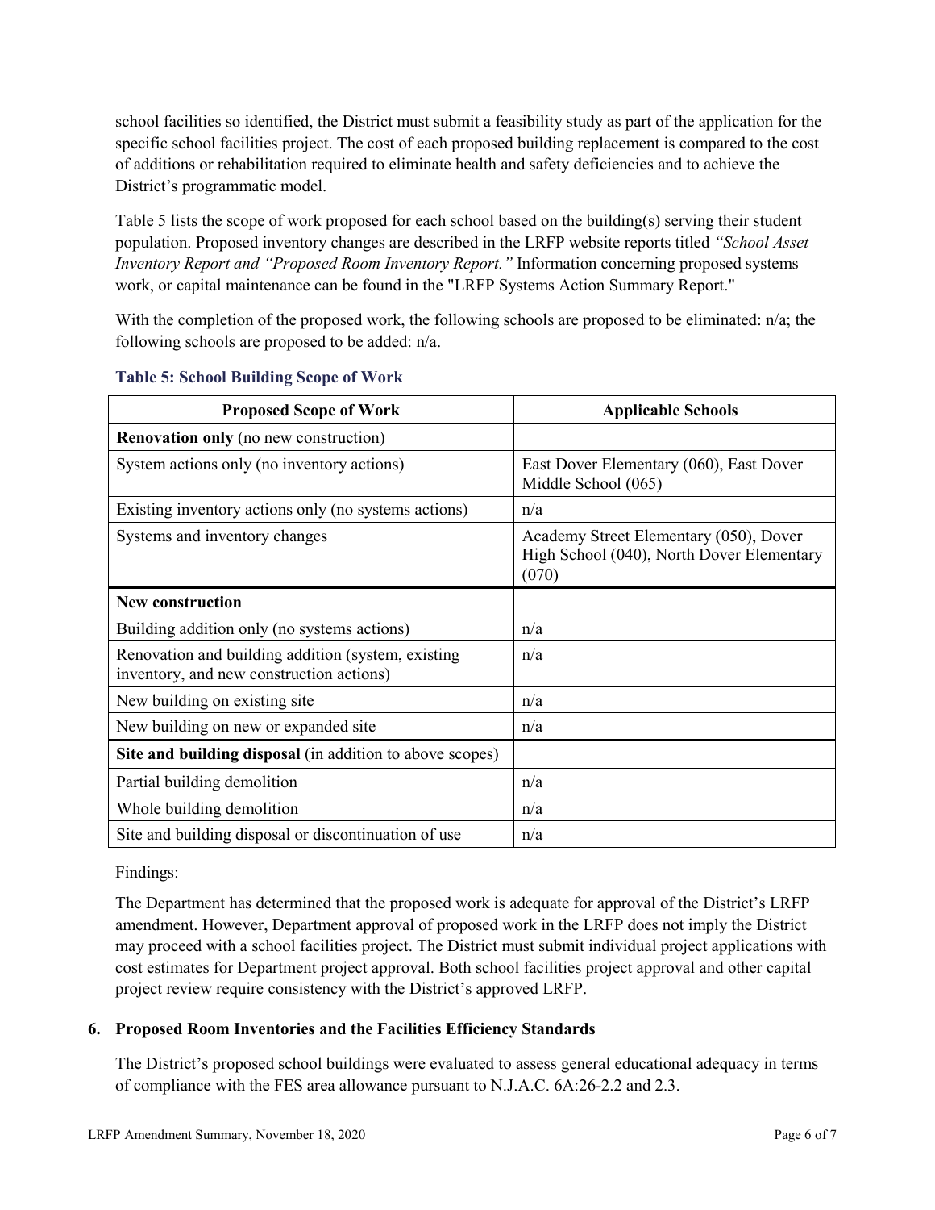school facilities so identified, the District must submit a feasibility study as part of the application for the specific school facilities project. The cost of each proposed building replacement is compared to the cost of additions or rehabilitation required to eliminate health and safety deficiencies and to achieve the District's programmatic model.

Table 5 lists the scope of work proposed for each school based on the building(s) serving their student population. Proposed inventory changes are described in the LRFP website reports titled *"School Asset Inventory Report and "Proposed Room Inventory Report."* Information concerning proposed systems work, or capital maintenance can be found in the "LRFP Systems Action Summary Report."

With the completion of the proposed work, the following schools are proposed to be eliminated: n/a; the following schools are proposed to be added: n/a.

**Table 5: School Building Scope of Work**

| Proposed Scope of Work | Applicable Schools |
|---|---|
| **Renovation only** (no new construction) | |
| System actions only (no inventory actions) | East Dover Elementary (060), East Dover Middle School (065) |
| Existing inventory actions only (no systems actions) | n/a |
| Systems and inventory changes | Academy Street Elementary (050), Dover High School (040), North Dover Elementary (070) |
| **New construction** | |
| Building addition only (no systems actions) | n/a |
| Renovation and building addition (system, existing inventory, and new construction actions) | n/a |
| New building on existing site | n/a |
| New building on new or expanded site | n/a |
| **Site and building disposal** (in addition to above scopes) | |
| Partial building demolition | n/a |
| Whole building demolition | n/a |
| Site and building disposal or discontinuation of use | n/a |

Findings:

The Department has determined that the proposed work is adequate for approval of the District's LRFP amendment. However, Department approval of proposed work in the LRFP does not imply the District may proceed with a school facilities project. The District must submit individual project applications with cost estimates for Department project approval. Both school facilities project approval and other capital project review require consistency with the District's approved LRFP.

## 6. Proposed Room Inventories and the Facilities Efficiency Standards

The District's proposed school buildings were evaluated to assess general educational adequacy in terms of compliance with the FES area allowance pursuant to N.J.A.C. 6A:26-2.2 and 2.3.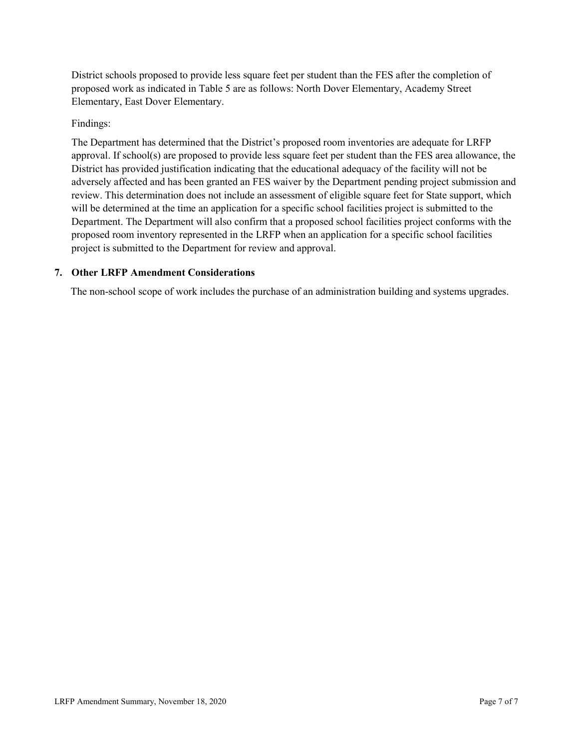District schools proposed to provide less square feet per student than the FES after the completion of proposed work as indicated in Table 5 are as follows: North Dover Elementary, Academy Street Elementary, East Dover Elementary.

Findings:

The Department has determined that the District's proposed room inventories are adequate for LRFP approval. If school(s) are proposed to provide less square feet per student than the FES area allowance, the District has provided justification indicating that the educational adequacy of the facility will not be adversely affected and has been granted an FES waiver by the Department pending project submission and review. This determination does not include an assessment of eligible square feet for State support, which will be determined at the time an application for a specific school facilities project is submitted to the Department. The Department will also confirm that a proposed school facilities project conforms with the proposed room inventory represented in the LRFP when an application for a specific school facilities project is submitted to the Department for review and approval.

## 7. Other LRFP Amendment Considerations

The non-school scope of work includes the purchase of an administration building and systems upgrades.